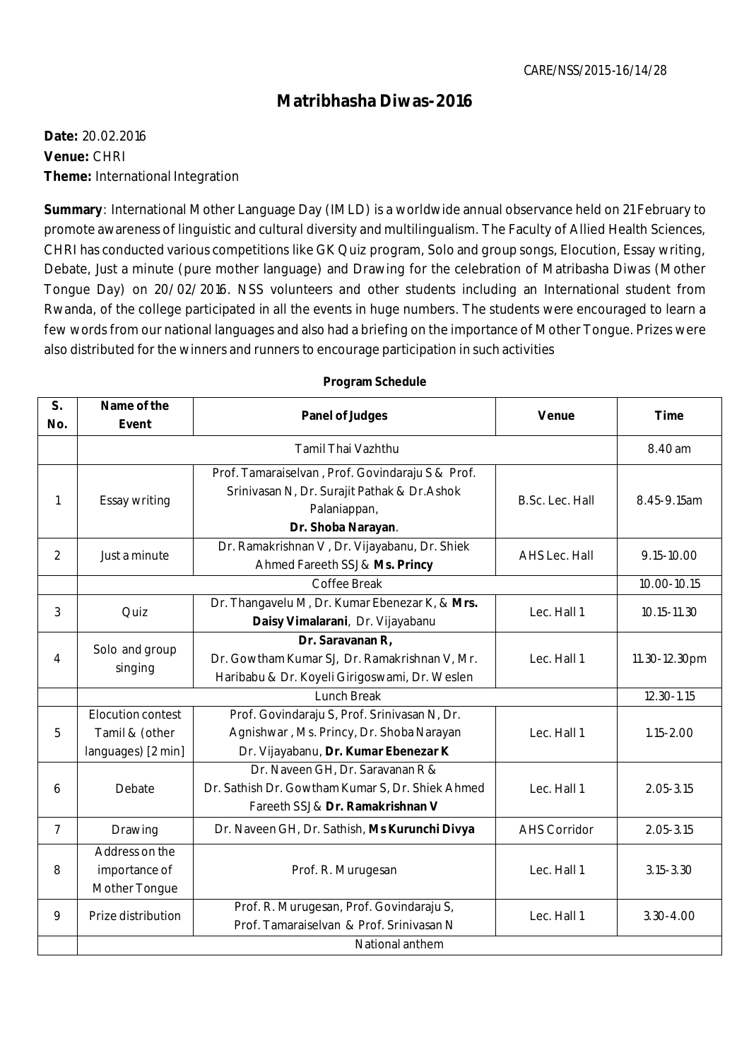CARE/NSS/2015-16/14/28

# Matribhasha Diwas-2016

**Date:** 20.02.2016
**Venue:** CHRI
**Theme:** International Integration

**Summary**: International Mother Language Day (IMLD) is a worldwide annual observance held on 21 February to promote awareness of linguistic and cultural diversity and multilingualism. The Faculty of Allied Health Sciences, CHRI has conducted various competitions like GK Quiz program, Solo and group songs, Elocution, Essay writing, Debate, Just a minute (pure mother language) and Drawing for the celebration of Matribasha Diwas (Mother Tongue Day) on 20/02/2016. NSS volunteers and other students including an International student from Rwanda, of the college participated in all the events in huge numbers. The students were encouraged to learn a few words from our national languages and also had a briefing on the importance of Mother Tongue. Prizes were also distributed for the winners and runners to encourage participation in such activities

**Program Schedule**

| S. No. | Name of the Event | Panel of Judges | Venue | Time |
|---|---|---|---|---|
| | Tamil Thai Vazhthu | | | 8.40 am |
| 1 | Essay writing | Prof. Tamaraiselvan , Prof. Govindaraju S & Prof. Srinivasan N, Dr. Surajit Pathak & Dr.Ashok Palaniappan, **Dr. Shoba Narayan**. | B.Sc. Lec. Hall | 8.45-9.15am |
| 2 | Just a minute | Dr. Ramakrishnan V , Dr. Vijayabanu, Dr. Shiek Ahmed Fareeth SSJ & **Ms. Princy** | AHS Lec. Hall | 9.15-10.00 |
| | Coffee Break | | | 10.00-10.15 |
| 3 | Quiz | Dr. Thangavelu M , Dr. Kumar Ebenezar K, & **Mrs. Daisy Vimalarani**, Dr. Vijayabanu | Lec. Hall 1 | 10.15-11.30 |
| 4 | Solo and group singing | **Dr. Saravanan R,** Dr. Gowtham Kumar SJ, Dr. Ramakrishnan V, Mr. Haribabu & Dr. Koyeli Girigoswami, Dr. Weslen | Lec. Hall 1 | 11.30-12.30pm |
| | Lunch Break | | | 12.30-1.15 |
| 5 | Elocution contest Tamil & (other languages) [2 min] | Prof. Govindaraju S, Prof. Srinivasan N, Dr. Agnishwar , Ms. Princy, Dr. Shoba Narayan Dr. Vijayabanu, **Dr. Kumar Ebenezar K** | Lec. Hall 1 | 1.15-2.00 |
| 6 | Debate | Dr. Naveen GH, Dr. Saravanan R & Dr. Sathish Dr. Gowtham Kumar S, Dr. Shiek Ahmed Fareeth SSJ & **Dr. Ramakrishnan V** | Lec. Hall 1 | 2.05-3.15 |
| 7 | Drawing | Dr. Naveen GH, Dr. Sathish, **Ms Kurunchi Divya** | AHS Corridor | 2.05-3.15 |
| 8 | Address on the importance of Mother Tongue | Prof. R. Murugesan | Lec. Hall 1 | 3.15-3.30 |
| 9 | Prize distribution | Prof. R. Murugesan, Prof. Govindaraju S, Prof. Tamaraiselvan & Prof. Srinivasan N | Lec. Hall 1 | 3.30-4.00 |
| | National anthem | | | |